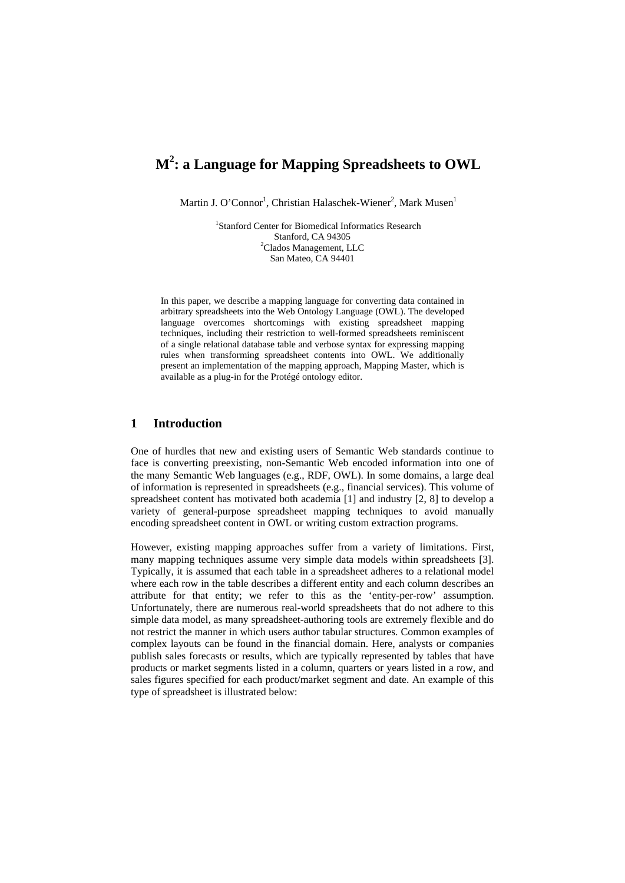# $M^2$: a Language for Mapping Spreadsheets to OWL

Martin J. O'Connor[1], Christian Halaschek-Wiener[2], Mark Musen[1]

[1]Stanford Center for Biomedical Informatics Research
Stanford, CA 94305
[2]Clados Management, LLC
San Mateo, CA 94401

In this paper, we describe a mapping language for converting data contained in arbitrary spreadsheets into the Web Ontology Language (OWL). The developed language overcomes shortcomings with existing spreadsheet mapping techniques, including their restriction to well-formed spreadsheets reminiscent of a single relational database table and verbose syntax for expressing mapping rules when transforming spreadsheet contents into OWL. We additionally present an implementation of the mapping approach, Mapping Master, which is available as a plug-in for the Protégé ontology editor.

## 1 Introduction

One of hurdles that new and existing users of Semantic Web standards continue to face is converting preexisting, non-Semantic Web encoded information into one of the many Semantic Web languages (e.g., RDF, OWL). In some domains, a large deal of information is represented in spreadsheets (e.g., financial services). This volume of spreadsheet content has motivated both academia [1] and industry [2, 8] to develop a variety of general-purpose spreadsheet mapping techniques to avoid manually encoding spreadsheet content in OWL or writing custom extraction programs.

However, existing mapping approaches suffer from a variety of limitations. First, many mapping techniques assume very simple data models within spreadsheets [3]. Typically, it is assumed that each table in a spreadsheet adheres to a relational model where each row in the table describes a different entity and each column describes an attribute for that entity; we refer to this as the 'entity-per-row' assumption. Unfortunately, there are numerous real-world spreadsheets that do not adhere to this simple data model, as many spreadsheet-authoring tools are extremely flexible and do not restrict the manner in which users author tabular structures. Common examples of complex layouts can be found in the financial domain. Here, analysts or companies publish sales forecasts or results, which are typically represented by tables that have products or market segments listed in a column, quarters or years listed in a row, and sales figures specified for each product/market segment and date. An example of this type of spreadsheet is illustrated below: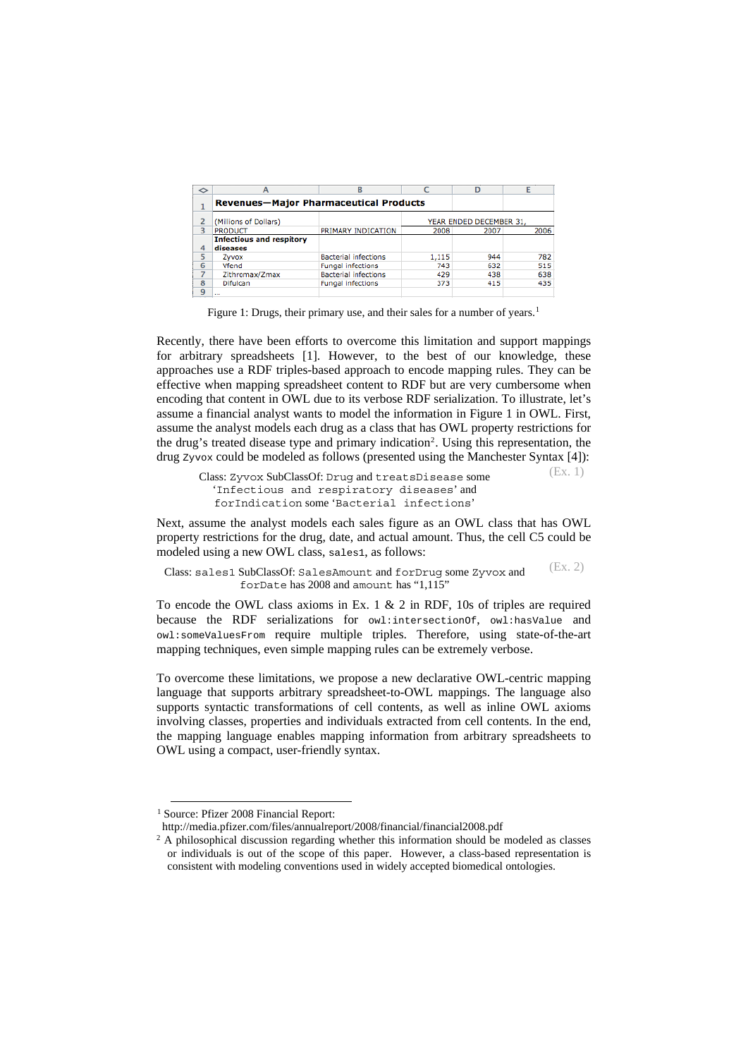| ◇ | A | B | C | D | E |
|---|---|---|---|---|---|
| 1 | **Revenues—Major Pharmaceutical Products** | | | | |
| 2 | (Millions of Dollars) | | YEAR ENDED DECEMBER 31, | | |
| 3 | PRODUCT | PRIMARY INDICATION | 2008 | 2007 | 2006 |
| 4 | **Infectious and respitory diseases** | | | | |
| 5 | Zyvox | Bacterial infections | 1,115 | 944 | 782 |
| 6 | Vfend | Fungal infections | 743 | 632 | 515 |
| 7 | Zithromax/Zmax | Bacterial infections | 429 | 438 | 638 |
| 8 | Difulcan | Fungal infections | 373 | 415 | 435 |
| 9 | ... | | | | |

Figure 1: Drugs, their primary use, and their sales for a number of years.[1]

Recently, there have been efforts to overcome this limitation and support mappings for arbitrary spreadsheets [1]. However, to the best of our knowledge, these approaches use a RDF triples-based approach to encode mapping rules. They can be effective when mapping spreadsheet content to RDF but are very cumbersome when encoding that content in OWL due to its verbose RDF serialization. To illustrate, let's assume a financial analyst wants to model the information in Figure 1 in OWL. First, assume the analyst models each drug as a class that has OWL property restrictions for the drug's treated disease type and primary indication[2]. Using this representation, the drug `Zyvox` could be modeled as follows (presented using the Manchester Syntax [4]):

> Class: `Zyvox` SubClassOf: `Drug` and `treatsDisease` some `'Infectious and respiratory diseases'` and `forIndication` some `'Bacterial infections'` (Ex. 1)

Next, assume the analyst models each sales figure as an OWL class that has OWL property restrictions for the drug, date, and actual amount. Thus, the cell C5 could be modeled using a new OWL class, `sales1`, as follows:

> Class: `sales1` SubClassOf: `SalesAmount` and `forDrug` some `Zyvox` and `forDate` has 2008 and `amount` has "1,115" (Ex. 2)

To encode the OWL class axioms in Ex. 1 & 2 in RDF, 10s of triples are required because the RDF serializations for `owl:intersectionOf`, `owl:hasValue` and `owl:someValuesFrom` require multiple triples. Therefore, using state-of-the-art mapping techniques, even simple mapping rules can be extremely verbose.

To overcome these limitations, we propose a new declarative OWL-centric mapping language that supports arbitrary spreadsheet-to-OWL mappings. The language also supports syntactic transformations of cell contents, as well as inline OWL axioms involving classes, properties and individuals extracted from cell contents. In the end, the mapping language enables mapping information from arbitrary spreadsheets to OWL using a compact, user-friendly syntax.

---

[1] Source: Pfizer 2008 Financial Report: http://media.pfizer.com/files/annualreport/2008/financial/financial2008.pdf

[2] A philosophical discussion regarding whether this information should be modeled as classes or individuals is out of the scope of this paper. However, a class-based representation is consistent with modeling conventions used in widely accepted biomedical ontologies.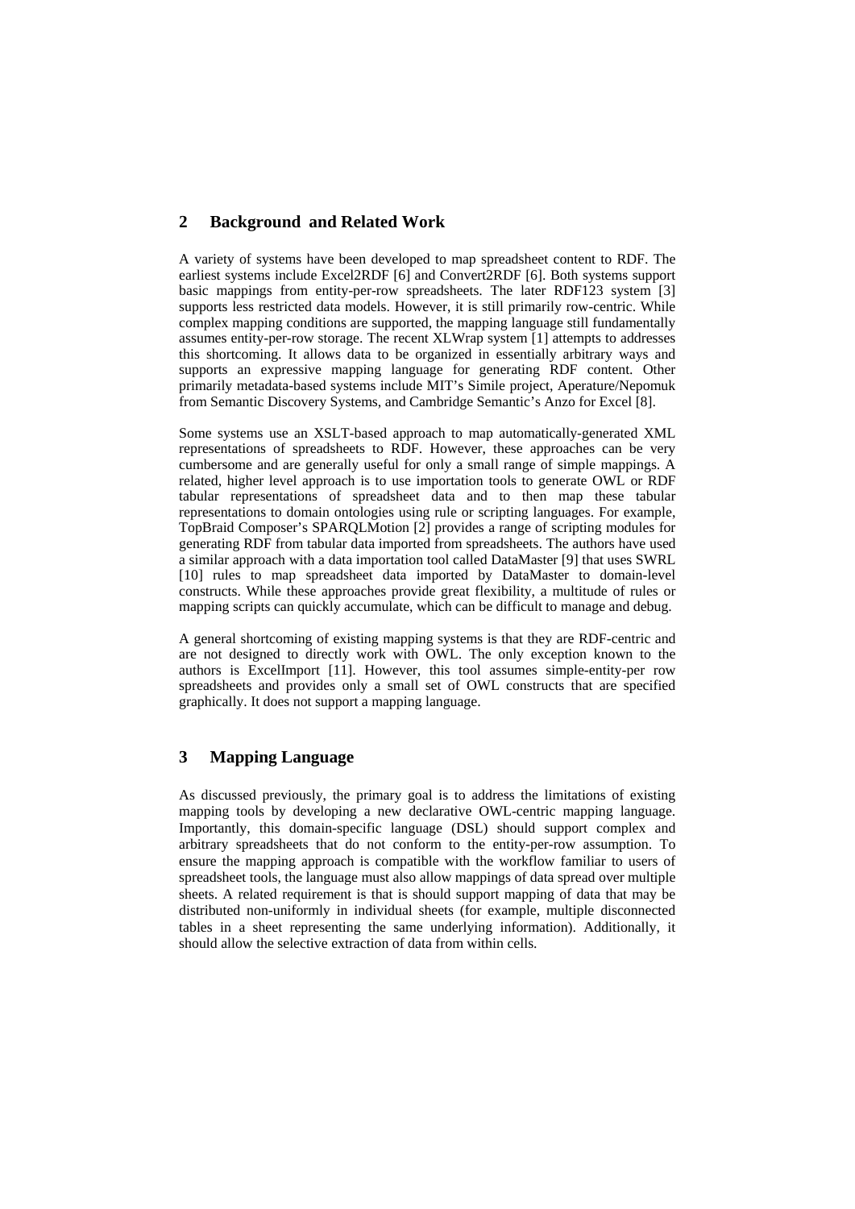## 2 Background and Related Work

A variety of systems have been developed to map spreadsheet content to RDF. The earliest systems include Excel2RDF [6] and Convert2RDF [6]. Both systems support basic mappings from entity-per-row spreadsheets. The later RDF123 system [3] supports less restricted data models. However, it is still primarily row-centric. While complex mapping conditions are supported, the mapping language still fundamentally assumes entity-per-row storage. The recent XLWrap system [1] attempts to addresses this shortcoming. It allows data to be organized in essentially arbitrary ways and supports an expressive mapping language for generating RDF content. Other primarily metadata-based systems include MIT's Simile project, Aperature/Nepomuk from Semantic Discovery Systems, and Cambridge Semantic's Anzo for Excel [8].

Some systems use an XSLT-based approach to map automatically-generated XML representations of spreadsheets to RDF. However, these approaches can be very cumbersome and are generally useful for only a small range of simple mappings. A related, higher level approach is to use importation tools to generate OWL or RDF tabular representations of spreadsheet data and to then map these tabular representations to domain ontologies using rule or scripting languages. For example, TopBraid Composer's SPARQLMotion [2] provides a range of scripting modules for generating RDF from tabular data imported from spreadsheets. The authors have used a similar approach with a data importation tool called DataMaster [9] that uses SWRL [10] rules to map spreadsheet data imported by DataMaster to domain-level constructs. While these approaches provide great flexibility, a multitude of rules or mapping scripts can quickly accumulate, which can be difficult to manage and debug.

A general shortcoming of existing mapping systems is that they are RDF-centric and are not designed to directly work with OWL. The only exception known to the authors is ExcelImport [11]. However, this tool assumes simple-entity-per row spreadsheets and provides only a small set of OWL constructs that are specified graphically. It does not support a mapping language.

## 3 Mapping Language

As discussed previously, the primary goal is to address the limitations of existing mapping tools by developing a new declarative OWL-centric mapping language. Importantly, this domain-specific language (DSL) should support complex and arbitrary spreadsheets that do not conform to the entity-per-row assumption. To ensure the mapping approach is compatible with the workflow familiar to users of spreadsheet tools, the language must also allow mappings of data spread over multiple sheets. A related requirement is that is should support mapping of data that may be distributed non-uniformly in individual sheets (for example, multiple disconnected tables in a sheet representing the same underlying information). Additionally, it should allow the selective extraction of data from within cells.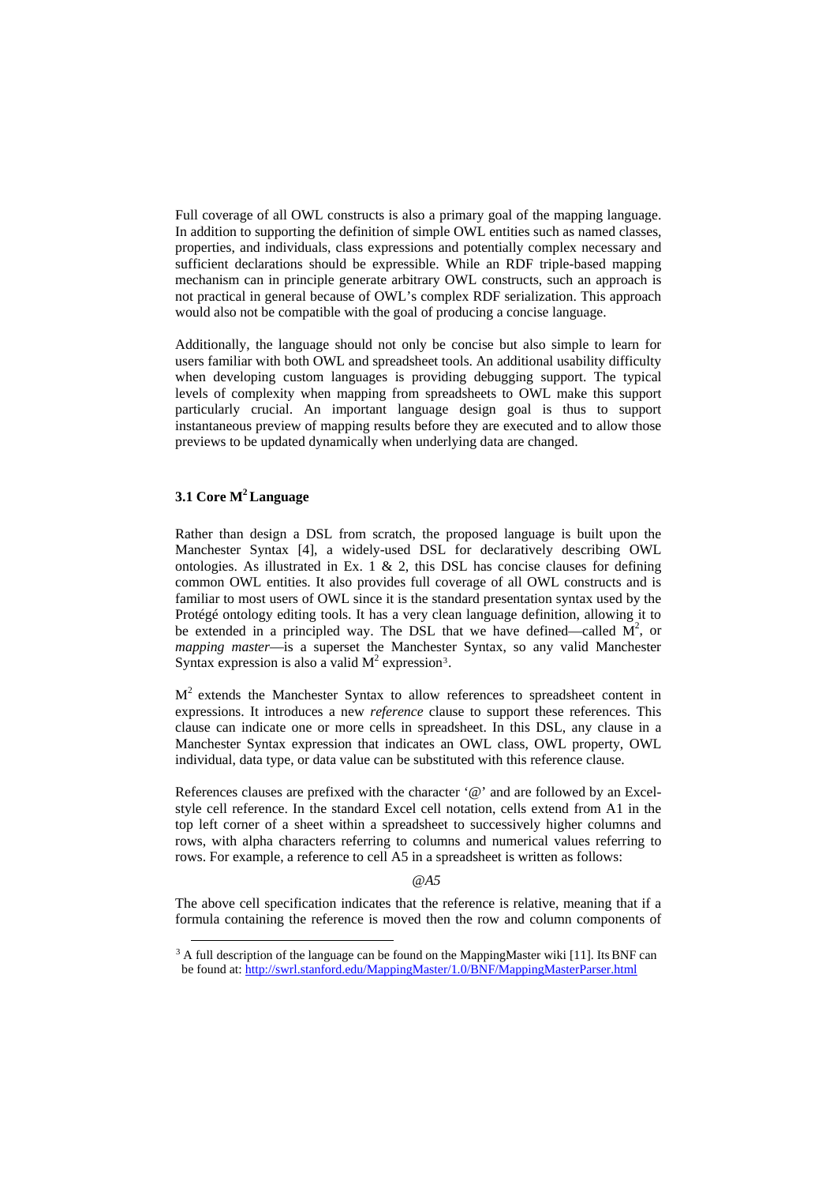Full coverage of all OWL constructs is also a primary goal of the mapping language. In addition to supporting the definition of simple OWL entities such as named classes, properties, and individuals, class expressions and potentially complex necessary and sufficient declarations should be expressible. While an RDF triple-based mapping mechanism can in principle generate arbitrary OWL constructs, such an approach is not practical in general because of OWL's complex RDF serialization. This approach would also not be compatible with the goal of producing a concise language.

Additionally, the language should not only be concise but also simple to learn for users familiar with both OWL and spreadsheet tools. An additional usability difficulty when developing custom languages is providing debugging support. The typical levels of complexity when mapping from spreadsheets to OWL make this support particularly crucial. An important language design goal is thus to support instantaneous preview of mapping results before they are executed and to allow those previews to be updated dynamically when underlying data are changed.

### 3.1 Core $M^2$ Language

Rather than design a DSL from scratch, the proposed language is built upon the Manchester Syntax [4], a widely-used DSL for declaratively describing OWL ontologies. As illustrated in Ex. 1 & 2, this DSL has concise clauses for defining common OWL entities. It also provides full coverage of all OWL constructs and is familiar to most users of OWL since it is the standard presentation syntax used by the Protégé ontology editing tools. It has a very clean language definition, allowing it to be extended in a principled way. The DSL that we have defined—called $M^2$, or *mapping master*—is a superset the Manchester Syntax, so any valid Manchester Syntax expression is also a valid $M^2$ expression[3].

$M^2$ extends the Manchester Syntax to allow references to spreadsheet content in expressions. It introduces a new *reference* clause to support these references. This clause can indicate one or more cells in spreadsheet. In this DSL, any clause in a Manchester Syntax expression that indicates an OWL class, OWL property, OWL individual, data type, or data value can be substituted with this reference clause.

References clauses are prefixed with the character '@' and are followed by an Excel-style cell reference. In the standard Excel cell notation, cells extend from A1 in the top left corner of a sheet within a spreadsheet to successively higher columns and rows, with alpha characters referring to columns and numerical values referring to rows. For example, a reference to cell A5 in a spreadsheet is written as follows:

*@A5*

The above cell specification indicates that the reference is relative, meaning that if a formula containing the reference is moved then the row and column components of

[3] A full description of the language can be found on the MappingMaster wiki [11]. Its BNF can be found at: http://swrl.stanford.edu/MappingMaster/1.0/BNF/MappingMasterParser.html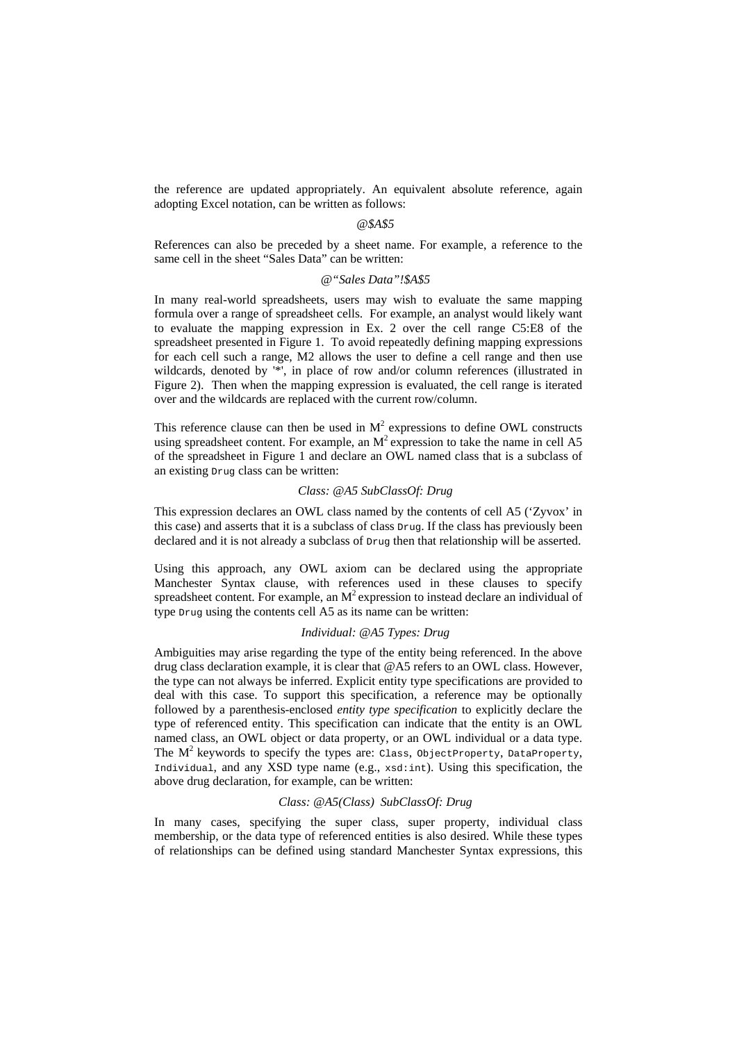the reference are updated appropriately. An equivalent absolute reference, again adopting Excel notation, can be written as follows:

*@$A$5*

References can also be preceded by a sheet name. For example, a reference to the same cell in the sheet "Sales Data" can be written:

*@"Sales Data"!$A$5*

In many real-world spreadsheets, users may wish to evaluate the same mapping formula over a range of spreadsheet cells. For example, an analyst would likely want to evaluate the mapping expression in Ex. 2 over the cell range C5:E8 of the spreadsheet presented in Figure 1. To avoid repeatedly defining mapping expressions for each cell such a range, M2 allows the user to define a cell range and then use wildcards, denoted by '*', in place of row and/or column references (illustrated in Figure 2). Then when the mapping expression is evaluated, the cell range is iterated over and the wildcards are replaced with the current row/column.

This reference clause can then be used in $M^2$ expressions to define OWL constructs using spreadsheet content. For example, an $M^2$ expression to take the name in cell A5 of the spreadsheet in Figure 1 and declare an OWL named class that is a subclass of an existing `Drug` class can be written:

*Class: @A5 SubClassOf: Drug*

This expression declares an OWL class named by the contents of cell A5 ('Zyvox' in this case) and asserts that it is a subclass of class `Drug`. If the class has previously been declared and it is not already a subclass of `Drug` then that relationship will be asserted.

Using this approach, any OWL axiom can be declared using the appropriate Manchester Syntax clause, with references used in these clauses to specify spreadsheet content. For example, an $M^2$ expression to instead declare an individual of type `Drug` using the contents cell A5 as its name can be written:

*Individual: @A5 Types: Drug*

Ambiguities may arise regarding the type of the entity being referenced. In the above drug class declaration example, it is clear that @A5 refers to an OWL class. However, the type can not always be inferred. Explicit entity type specifications are provided to deal with this case. To support this specification, a reference may be optionally followed by a parenthesis-enclosed *entity type specification* to explicitly declare the type of referenced entity. This specification can indicate that the entity is an OWL named class, an OWL object or data property, or an OWL individual or a data type. The $M^2$ keywords to specify the types are: `Class`, `ObjectProperty`, `DataProperty`, `Individual`, and any XSD type name (e.g., `xsd:int`). Using this specification, the above drug declaration, for example, can be written:

*Class: @A5(Class) SubClassOf: Drug*

In many cases, specifying the super class, super property, individual class membership, or the data type of referenced entities is also desired. While these types of relationships can be defined using standard Manchester Syntax expressions, this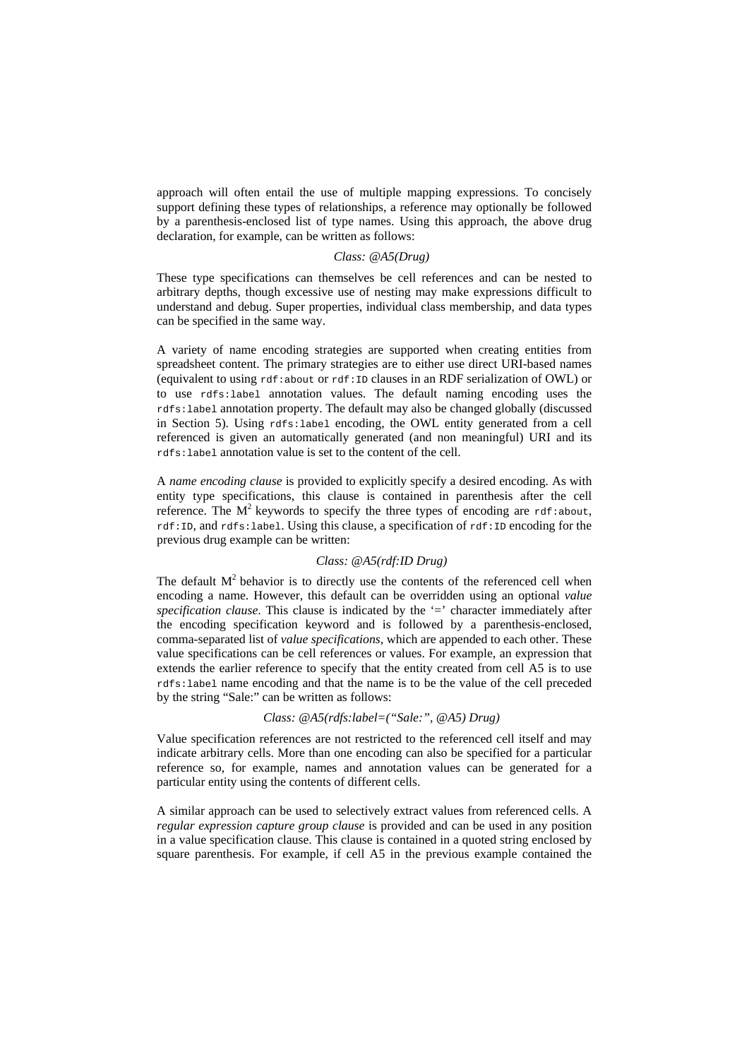approach will often entail the use of multiple mapping expressions. To concisely support defining these types of relationships, a reference may optionally be followed by a parenthesis-enclosed list of type names. Using this approach, the above drug declaration, for example, can be written as follows:

*Class: @A5(Drug)*

These type specifications can themselves be cell references and can be nested to arbitrary depths, though excessive use of nesting may make expressions difficult to understand and debug. Super properties, individual class membership, and data types can be specified in the same way.

A variety of name encoding strategies are supported when creating entities from spreadsheet content. The primary strategies are to either use direct URI-based names (equivalent to using `rdf:about` or `rdf:ID` clauses in an RDF serialization of OWL) or to use `rdfs:label` annotation values. The default naming encoding uses the `rdfs:label` annotation property. The default may also be changed globally (discussed in Section 5). Using `rdfs:label` encoding, the OWL entity generated from a cell referenced is given an automatically generated (and non meaningful) URI and its `rdfs:label` annotation value is set to the content of the cell.

A *name encoding clause* is provided to explicitly specify a desired encoding. As with entity type specifications, this clause is contained in parenthesis after the cell reference. The $M^2$ keywords to specify the three types of encoding are `rdf:about`, `rdf:ID`, and `rdfs:label`. Using this clause, a specification of `rdf:ID` encoding for the previous drug example can be written:

*Class: @A5(rdf:ID Drug)*

The default $M^2$ behavior is to directly use the contents of the referenced cell when encoding a name. However, this default can be overridden using an optional *value specification clause*. This clause is indicated by the '=' character immediately after the encoding specification keyword and is followed by a parenthesis-enclosed, comma-separated list of *value specifications*, which are appended to each other. These value specifications can be cell references or values. For example, an expression that extends the earlier reference to specify that the entity created from cell A5 is to use `rdfs:label` name encoding and that the name is to be the value of the cell preceded by the string "Sale:" can be written as follows:

*Class: @A5(rdfs:label=("Sale:", @A5) Drug)*

Value specification references are not restricted to the referenced cell itself and may indicate arbitrary cells. More than one encoding can also be specified for a particular reference so, for example, names and annotation values can be generated for a particular entity using the contents of different cells.

A similar approach can be used to selectively extract values from referenced cells. A *regular expression capture group clause* is provided and can be used in any position in a value specification clause. This clause is contained in a quoted string enclosed by square parenthesis. For example, if cell A5 in the previous example contained the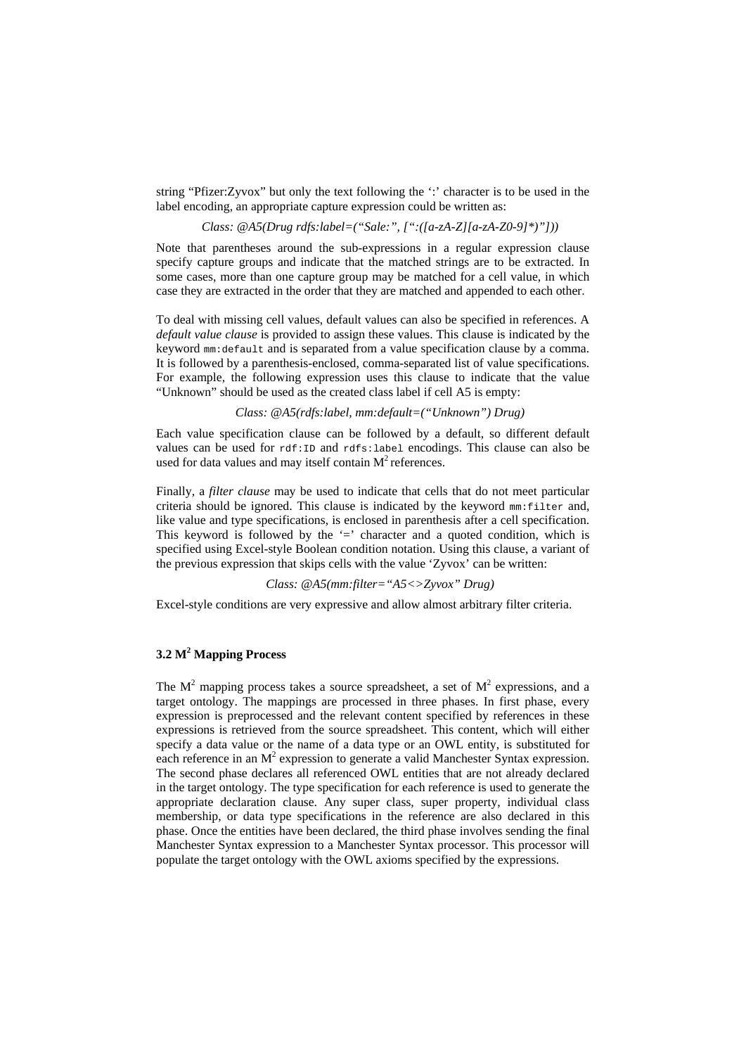string “Pfizer:Zyvox” but only the text following the ‘:’ character is to be used in the label encoding, an appropriate capture expression could be written as:

*Class: @A5(Drug rdfs:label=(“Sale:”, [“:([a-zA-Z][a-zA-Z0-9]*)”]))*

Note that parentheses around the sub-expressions in a regular expression clause specify capture groups and indicate that the matched strings are to be extracted. In some cases, more than one capture group may be matched for a cell value, in which case they are extracted in the order that they are matched and appended to each other.

To deal with missing cell values, default values can also be specified in references. A *default value clause* is provided to assign these values. This clause is indicated by the keyword `mm:default` and is separated from a value specification clause by a comma. It is followed by a parenthesis-enclosed, comma-separated list of value specifications. For example, the following expression uses this clause to indicate that the value “Unknown” should be used as the created class label if cell A5 is empty:

*Class: @A5(rdfs:label, mm:default=(“Unknown”) Drug)*

Each value specification clause can be followed by a default, so different default values can be used for `rdf:ID` and `rdfs:label` encodings. This clause can also be used for data values and may itself contain $M^2$ references.

Finally, a *filter clause* may be used to indicate that cells that do not meet particular criteria should be ignored. This clause is indicated by the keyword `mm:filter` and, like value and type specifications, is enclosed in parenthesis after a cell specification. This keyword is followed by the ‘=’ character and a quoted condition, which is specified using Excel-style Boolean condition notation. Using this clause, a variant of the previous expression that skips cells with the value ‘Zyvox’ can be written:

*Class: @A5(mm:filter=“A5<>Zyvox” Drug)*

Excel-style conditions are very expressive and allow almost arbitrary filter criteria.

### 3.2 $M^2$ Mapping Process

The $M^2$ mapping process takes a source spreadsheet, a set of $M^2$ expressions, and a target ontology. The mappings are processed in three phases. In first phase, every expression is preprocessed and the relevant content specified by references in these expressions is retrieved from the source spreadsheet. This content, which will either specify a data value or the name of a data type or an OWL entity, is substituted for each reference in an $M^2$ expression to generate a valid Manchester Syntax expression. The second phase declares all referenced OWL entities that are not already declared in the target ontology. The type specification for each reference is used to generate the appropriate declaration clause. Any super class, super property, individual class membership, or data type specifications in the reference are also declared in this phase. Once the entities have been declared, the third phase involves sending the final Manchester Syntax expression to a Manchester Syntax processor. This processor will populate the target ontology with the OWL axioms specified by the expressions.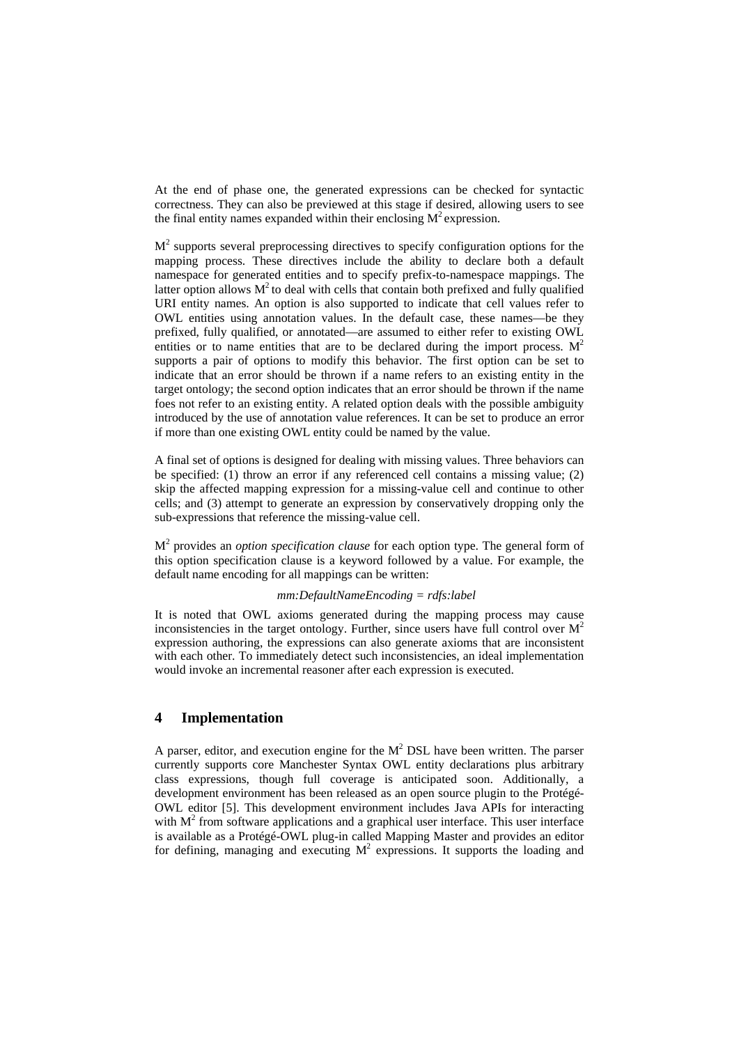At the end of phase one, the generated expressions can be checked for syntactic correctness. They can also be previewed at this stage if desired, allowing users to see the final entity names expanded within their enclosing $M^2$ expression.

$M^2$ supports several preprocessing directives to specify configuration options for the mapping process. These directives include the ability to declare both a default namespace for generated entities and to specify prefix-to-namespace mappings. The latter option allows $M^2$ to deal with cells that contain both prefixed and fully qualified URI entity names. An option is also supported to indicate that cell values refer to OWL entities using annotation values. In the default case, these names—be they prefixed, fully qualified, or annotated—are assumed to either refer to existing OWL entities or to name entities that are to be declared during the import process. $M^2$ supports a pair of options to modify this behavior. The first option can be set to indicate that an error should be thrown if a name refers to an existing entity in the target ontology; the second option indicates that an error should be thrown if the name foes not refer to an existing entity. A related option deals with the possible ambiguity introduced by the use of annotation value references. It can be set to produce an error if more than one existing OWL entity could be named by the value.

A final set of options is designed for dealing with missing values. Three behaviors can be specified: (1) throw an error if any referenced cell contains a missing value; (2) skip the affected mapping expression for a missing-value cell and continue to other cells; and (3) attempt to generate an expression by conservatively dropping only the sub-expressions that reference the missing-value cell.

$M^2$ provides an *option specification clause* for each option type. The general form of this option specification clause is a keyword followed by a value. For example, the default name encoding for all mappings can be written:

*mm:DefaultNameEncoding = rdfs:label*

It is noted that OWL axioms generated during the mapping process may cause inconsistencies in the target ontology. Further, since users have full control over $M^2$ expression authoring, the expressions can also generate axioms that are inconsistent with each other. To immediately detect such inconsistencies, an ideal implementation would invoke an incremental reasoner after each expression is executed.

## 4 Implementation

A parser, editor, and execution engine for the $M^2$ DSL have been written. The parser currently supports core Manchester Syntax OWL entity declarations plus arbitrary class expressions, though full coverage is anticipated soon. Additionally, a development environment has been released as an open source plugin to the Protégé-OWL editor [5]. This development environment includes Java APIs for interacting with $M^2$ from software applications and a graphical user interface. This user interface is available as a Protégé-OWL plug-in called Mapping Master and provides an editor for defining, managing and executing $M^2$ expressions. It supports the loading and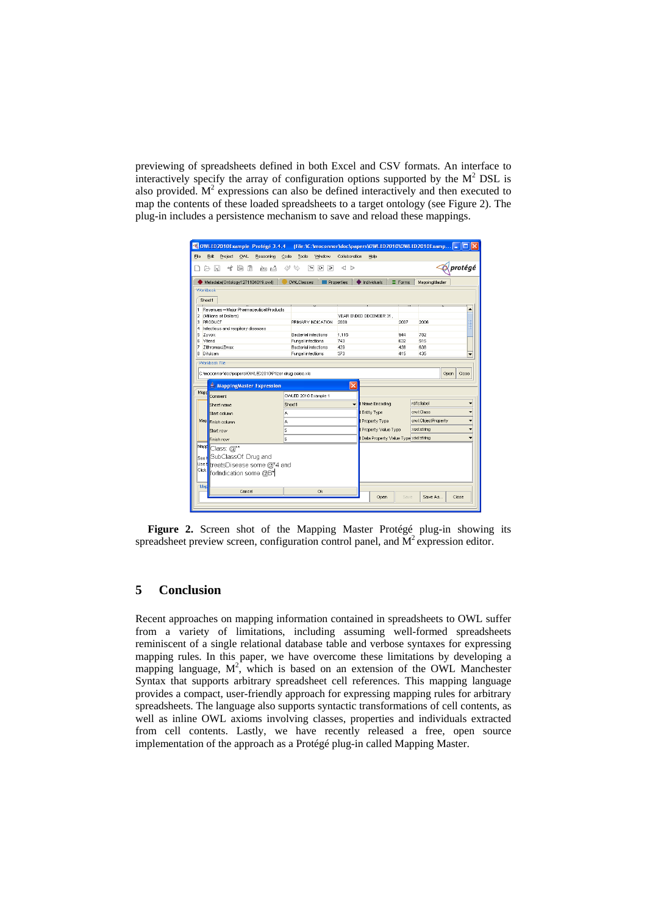previewing of spreadsheets defined in both Excel and CSV formats. An interface to interactively specify the array of configuration options supported by the $M^2$ DSL is also provided. $M^2$ expressions can also be defined interactively and then executed to map the contents of these loaded spreadsheets to a target ontology (see Figure 2). The plug-in includes a persistence mechanism to save and reload these mappings.

**Figure 2.** Screen shot of the Mapping Master Protégé plug-in showing its spreadsheet preview screen, configuration control panel, and $M^2$ expression editor.

## 5 Conclusion

Recent approaches on mapping information contained in spreadsheets to OWL suffer from a variety of limitations, including assuming well-formed spreadsheets reminiscent of a single relational database table and verbose syntaxes for expressing mapping rules. In this paper, we have overcome these limitations by developing a mapping language, $M^2$, which is based on an extension of the OWL Manchester Syntax that supports arbitrary spreadsheet cell references. This mapping language provides a compact, user-friendly approach for expressing mapping rules for arbitrary spreadsheets. The language also supports syntactic transformations of cell contents, as well as inline OWL axioms involving classes, properties and individuals extracted from cell contents. Lastly, we have recently released a free, open source implementation of the approach as a Protégé plug-in called Mapping Master.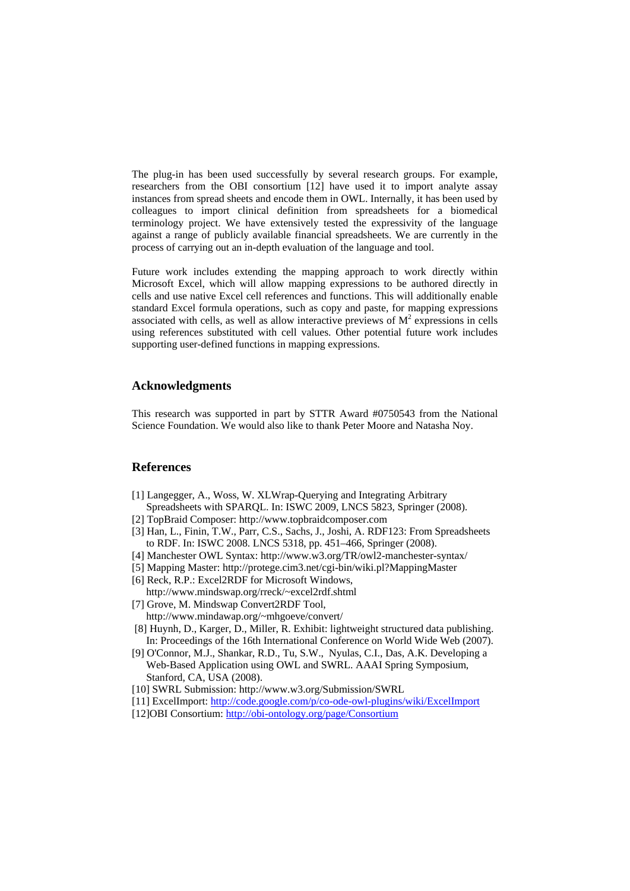The plug-in has been used successfully by several research groups. For example, researchers from the OBI consortium [12] have used it to import analyte assay instances from spread sheets and encode them in OWL. Internally, it has been used by colleagues to import clinical definition from spreadsheets for a biomedical terminology project. We have extensively tested the expressivity of the language against a range of publicly available financial spreadsheets. We are currently in the process of carrying out an in-depth evaluation of the language and tool.

Future work includes extending the mapping approach to work directly within Microsoft Excel, which will allow mapping expressions to be authored directly in cells and use native Excel cell references and functions. This will additionally enable standard Excel formula operations, such as copy and paste, for mapping expressions associated with cells, as well as allow interactive previews of $M^2$ expressions in cells using references substituted with cell values. Other potential future work includes supporting user-defined functions in mapping expressions.

## Acknowledgments

This research was supported in part by STTR Award #0750543 from the National Science Foundation. We would also like to thank Peter Moore and Natasha Noy.

## References

[1] Langegger, A., Woss, W. XLWrap-Querying and Integrating Arbitrary Spreadsheets with SPARQL. In: ISWC 2009, LNCS 5823, Springer (2008).
[2] TopBraid Composer: http://www.topbraidcomposer.com
[3] Han, L., Finin, T.W., Parr, C.S., Sachs, J., Joshi, A. RDF123: From Spreadsheets to RDF. In: ISWC 2008. LNCS 5318, pp. 451–466, Springer (2008).
[4] Manchester OWL Syntax: http://www.w3.org/TR/owl2-manchester-syntax/
[5] Mapping Master: http://protege.cim3.net/cgi-bin/wiki.pl?MappingMaster
[6] Reck, R.P.: Excel2RDF for Microsoft Windows, http://www.mindswap.org/rreck/~excel2rdf.shtml
[7] Grove, M. Mindswap Convert2RDF Tool, http://www.mindawap.org/~mhgoeve/convert/
[8] Huynh, D., Karger, D., Miller, R. Exhibit: lightweight structured data publishing. In: Proceedings of the 16th International Conference on World Wide Web (2007).
[9] O'Connor, M.J., Shankar, R.D., Tu, S.W., Nyulas, C.I., Das, A.K. Developing a Web-Based Application using OWL and SWRL. AAAI Spring Symposium, Stanford, CA, USA (2008).
[10] SWRL Submission: http://www.w3.org/Submission/SWRL
[11] ExcelImport: http://code.google.com/p/co-ode-owl-plugins/wiki/ExcelImport
[12]OBI Consortium: http://obi-ontology.org/page/Consortium